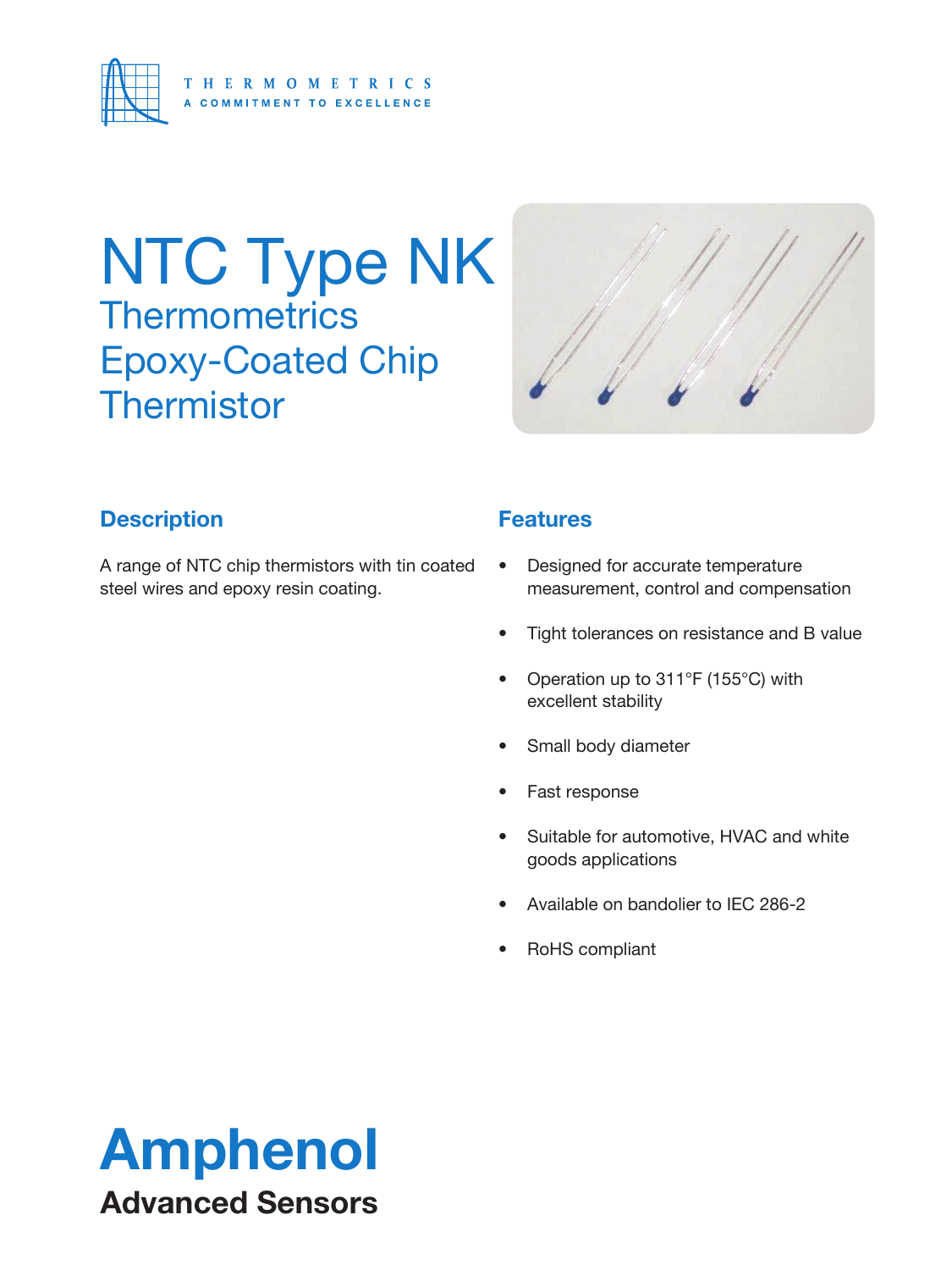THERMOMETRICS

A COMMITMENT TO EXCELLENCE

# NTC Type NK

## Thermometrics Epoxy-Coated Chip Thermistor

### Description

A range of NTC chip thermistors with tin coated steel wires and epoxy resin coating.

### Features

- Designed for accurate temperature measurement, control and compensation
- Tight tolerances on resistance and B value
- Operation up to 311°F (155°C) with excellent stability
- Small body diameter
- Fast response
- Suitable for automotive, HVAC and white goods applications
- Available on bandolier to IEC 286-2
- RoHS compliant

**Amphenol**

**Advanced Sensors**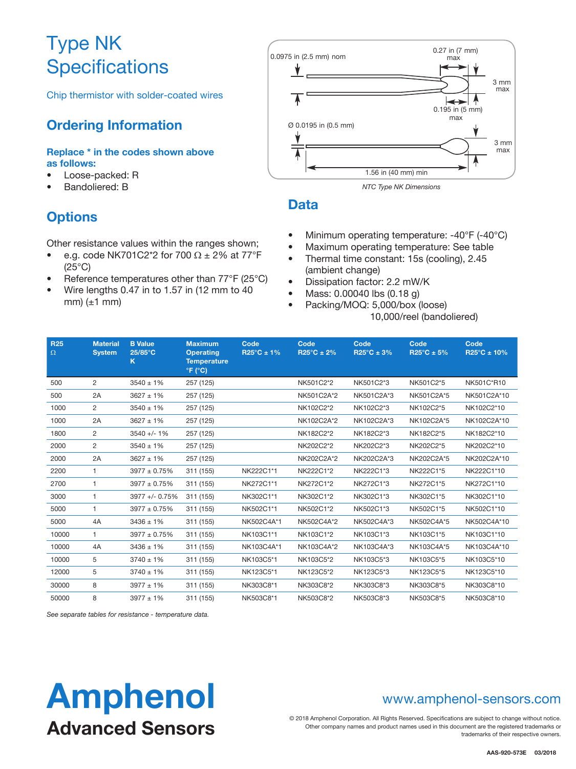# Type NK Specifications

Chip thermistor with solder-coated wires

## Ordering Information

### Replace * in the codes shown above as follows:

- Loose-packed: R
- Bandoliered: B

## Options

Other resistance values within the ranges shown;

- e.g. code NK701C2*2 for 700 Ω ± 2% at 77°F (25°C)
- Reference temperatures other than 77°F (25°C)
- Wire lengths 0.47 in to 1.57 in (12 mm to 40 mm) (±1 mm)

0.0975 in (2.5 mm) nom

0.27 in (7 mm) max

3 mm max

0.195 in (5 mm) max

Ø 0.0195 in (0.5 mm)

3 mm max

1.56 in (40 mm) min

*NTC Type NK Dimensions*

## Data

- Minimum operating temperature: -40°F (-40°C)
- Maximum operating temperature: See table
- Thermal time constant: 15s (cooling), 2.45 (ambient change)
- Dissipation factor: 2.2 mW/K
- Mass: 0.00040 lbs (0.18 g)
- Packing/MOQ: 5,000/box (loose)
  10,000/reel (bandoliered)

| R25 Ω | Material System | B Value 25/85°C K | Maximum Operating Temperature °F (°C) | Code R25°C ± 1% | Code R25°C ± 2% | Code R25°C ± 3% | Code R25°C ± 5% | Code R25°C ± 10% |
|---|---|---|---|---|---|---|---|---|
| 500 | 2 | 3540 ± 1% | 257 (125) | | NK501C2*2 | NK501C2*3 | NK501C2*5 | NK501C*R10 |
| 500 | 2A | 3627 ± 1% | 257 (125) | | NK501C2A*2 | NK501C2A*3 | NK501C2A*5 | NK501C2A*10 |
| 1000 | 2 | 3540 ± 1% | 257 (125) | | NK102C2*2 | NK102C2*3 | NK102C2*5 | NK102C2*10 |
| 1000 | 2A | 3627 ± 1% | 257 (125) | | NK102C2A*2 | NK102C2A*3 | NK102C2A*5 | NK102C2A*10 |
| 1800 | 2 | 3540 +/- 1% | 257 (125) | | NK182C2*2 | NK182C2*3 | NK182C2*5 | NK182C2*10 |
| 2000 | 2 | 3540 ± 1% | 257 (125) | | NK202C2*2 | NK202C2*3 | NK202C2*5 | NK202C2*10 |
| 2000 | 2A | 3627 ± 1% | 257 (125) | | NK202C2A*2 | NK202C2A*3 | NK202C2A*5 | NK202C2A*10 |
| 2200 | 1 | 3977 ± 0.75% | 311 (155) | NK222C1*1 | NK222C1*2 | NK222C1*3 | NK222C1*5 | NK222C1*10 |
| 2700 | 1 | 3977 ± 0.75% | 311 (155) | NK272C1*1 | NK272C1*2 | NK272C1*3 | NK272C1*5 | NK272C1*10 |
| 3000 | 1 | 3977 +/- 0.75% | 311 (155) | NK302C1*1 | NK302C1*2 | NK302C1*3 | NK302C1*5 | NK302C1*10 |
| 5000 | 1 | 3977 ± 0.75% | 311 (155) | NK502C1*1 | NK502C1*2 | NK502C1*3 | NK502C1*5 | NK502C1*10 |
| 5000 | 4A | 3436 ± 1% | 311 (155) | NK502C4A*1 | NK502C4A*2 | NK502C4A*3 | NK502C4A*5 | NK502C4A*10 |
| 10000 | 1 | 3977 ± 0.75% | 311 (155) | NK103C1*1 | NK103C1*2 | NK103C1*3 | NK103C1*5 | NK103C1*10 |
| 10000 | 4A | 3436 ± 1% | 311 (155) | NK103C4A*1 | NK103C4A*2 | NK103C4A*3 | NK103C4A*5 | NK103C4A*10 |
| 10000 | 5 | 3740 ± 1% | 311 (155) | NK103C5*1 | NK103C5*2 | NK103C5*3 | NK103C5*5 | NK103C5*10 |
| 12000 | 5 | 3740 ± 1% | 311 (155) | NK123C5*1 | NK123C5*2 | NK123C5*3 | NK123C5*5 | NK123C5*10 |
| 30000 | 8 | 3977 ± 1% | 311 (155) | NK303C8*1 | NK303C8*2 | NK303C8*3 | NK303C8*5 | NK303C8*10 |
| 50000 | 8 | 3977 ± 1% | 311 (155) | NK503C8*1 | NK503C8*2 | NK503C8*3 | NK503C8*5 | NK503C8*10 |

*See separate tables for resistance - temperature data.*

**Amphenol**
**Advanced Sensors**

www.amphenol-sensors.com

© 2018 Amphenol Corporation. All Rights Reserved. Specifications are subject to change without notice. Other company names and product names used in this document are the registered trademarks or trademarks of their respective owners.

AAS-920-573E 03/2018